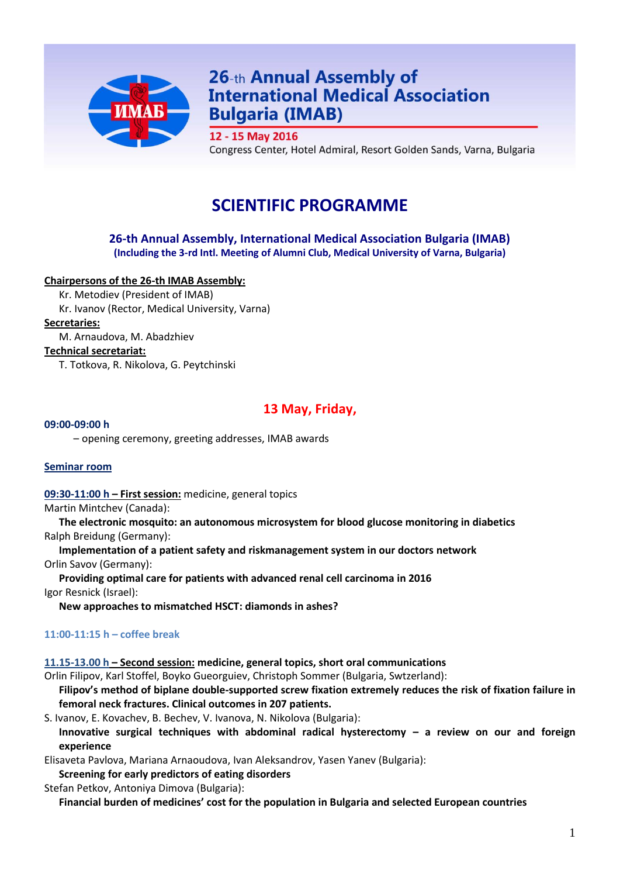# 26-th Annual Assembly of International Medical Association Bulgaria (IMAB)

**12 - 15 May 2016**

Congress Center, Hotel Admiral, Resort Golden Sands, Varna, Bulgaria

# SCIENTIFIC PROGRAMME

## 26-th Annual Assembly, International Medical Association Bulgaria (IMAB)

**(Including the 3-rd Intl. Meeting of Alumni Club, Medical University of Varna, Bulgaria)**

**Chairpersons of the 26-th IMAB Assembly:**

Kr. Metodiev (President of IMAB)
Kr. Ivanov (Rector, Medical University, Varna)

**Secretaries:**

M. Arnaudova, M. Abadzhiev

**Technical secretariat:**

T. Totkova, R. Nikolova, G. Peytchinski

## 13 May, Friday,

**09:00-09:00 h**

– opening ceremony, greeting addresses, IMAB awards

**Seminar room**

**09:30-11:00 h – First session:** medicine, general topics

Martin Mintchev (Canada):
**The electronic mosquito: an autonomous microsystem for blood glucose monitoring in diabetics**

Ralph Breidung (Germany):
**Implementation of a patient safety and riskmanagement system in our doctors network**

Orlin Savov (Germany):
**Providing optimal care for patients with advanced renal cell carcinoma in 2016**

Igor Resnick (Israel):
**New approaches to mismatched HSCT: diamonds in ashes?**

**11:00-11:15 h – coffee break**

**11.15-13.00 h – Second session: medicine, general topics, short oral communications**

Orlin Filipov, Karl Stoffel, Boyko Gueorguiev, Christoph Sommer (Bulgaria, Swtzerland):
**Filipov's method of biplane double-supported screw fixation extremely reduces the risk of fixation failure in femoral neck fractures. Clinical outcomes in 207 patients.**

S. Ivanov, E. Kovachev, B. Bechev, V. Ivanova, N. Nikolova (Bulgaria):
**Innovative surgical techniques with abdominal radical hysterectomy – a review on our and foreign experience**

Elisaveta Pavlova, Mariana Arnaoudova, Ivan Aleksandrov, Yasen Yanev (Bulgaria):
**Screening for early predictors of eating disorders**

Stefan Petkov, Antoniya Dimova (Bulgaria):
**Financial burden of medicines' cost for the population in Bulgaria and selected European countries**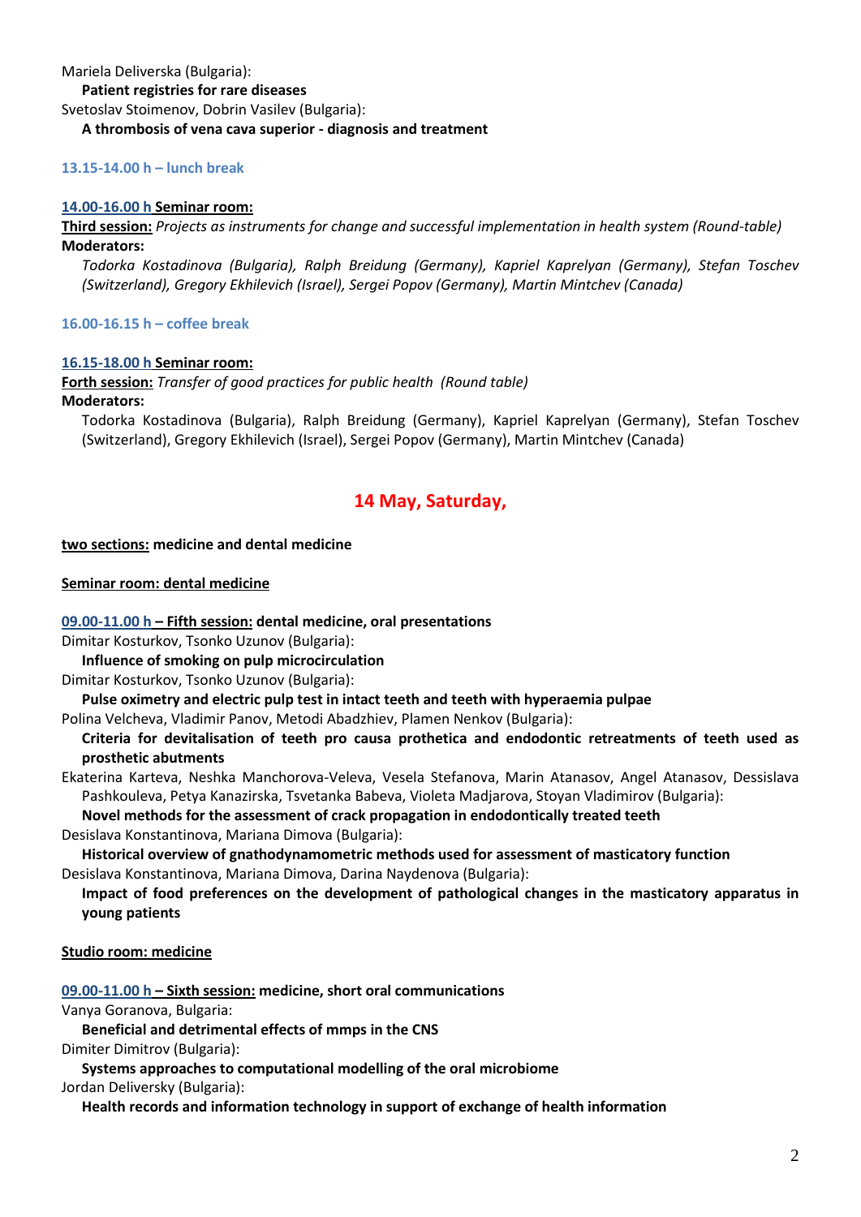Mariela Deliverska (Bulgaria):

**Patient registries for rare diseases**

Svetoslav Stoimenov, Dobrin Vasilev (Bulgaria):

**A thrombosis of vena cava superior - diagnosis and treatment**

**13.15-14.00 h – lunch break**

**14.00-16.00 h Seminar room:**

**Third session:** *Projects as instruments for change and successful implementation in health system (Round-table)*

**Moderators:**

*Todorka Kostadinova (Bulgaria), Ralph Breidung (Germany), Kapriel Kaprelyan (Germany), Stefan Toschev (Switzerland), Gregory Ekhilevich (Israel), Sergei Popov (Germany), Martin Mintchev (Canada)*

**16.00-16.15 h – coffee break**

**16.15-18.00 h Seminar room:**

**Forth session:** *Transfer of good practices for public health (Round table)*

**Moderators:**

Todorka Kostadinova (Bulgaria), Ralph Breidung (Germany), Kapriel Kaprelyan (Germany), Stefan Toschev (Switzerland), Gregory Ekhilevich (Israel), Sergei Popov (Germany), Martin Mintchev (Canada)

## 14 May, Saturday,

**two sections: medicine and dental medicine**

**Seminar room: dental medicine**

**09.00-11.00 h – Fifth session: dental medicine, oral presentations**

Dimitar Kosturkov, Tsonko Uzunov (Bulgaria):

**Influence of smoking on pulp microcirculation**

Dimitar Kosturkov, Tsonko Uzunov (Bulgaria):

**Pulse oximetry and electric pulp test in intact teeth and teeth with hyperaemia pulpae**

Polina Velcheva, Vladimir Panov, Metodi Abadzhiev, Plamen Nenkov (Bulgaria):

**Criteria for devitalisation of teeth pro causa prothetica and endodontic retreatments of teeth used as prosthetic abutments**

Ekaterina Karteva, Neshka Manchorova-Veleva, Vesela Stefanova, Marin Atanasov, Angel Atanasov, Dessislava Pashkouleva, Petya Kanazirska, Tsvetanka Babeva, Violeta Madjarova, Stoyan Vladimirov (Bulgaria):

**Novel methods for the assessment of crack propagation in endodontically treated teeth**

Desislava Konstantinova, Mariana Dimova (Bulgaria):

**Historical overview of gnathodynamometric methods used for assessment of masticatory function**

Desislava Konstantinova, Mariana Dimova, Darina Naydenova (Bulgaria):

**Impact of food preferences on the development of pathological changes in the masticatory apparatus in young patients**

**Studio room: medicine**

**09.00-11.00 h – Sixth session: medicine, short oral communications**

Vanya Goranova, Bulgaria:

**Beneficial and detrimental effects of mmps in the CNS**

Dimiter Dimitrov (Bulgaria):

**Systems approaches to computational modelling of the oral microbiome**

Jordan Deliversky (Bulgaria):

**Health records and information technology in support of exchange of health information**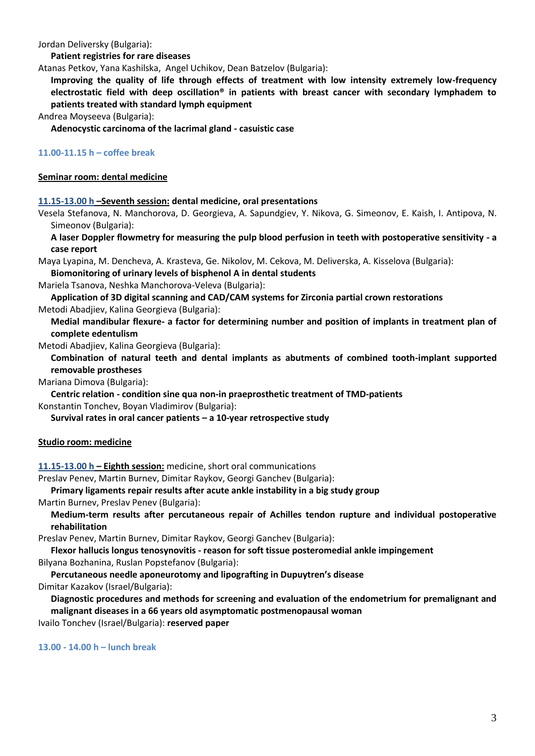Jordan Deliversky (Bulgaria):

**Patient registries for rare diseases**

Atanas Petkov, Yana Kashilska, Angel Uchikov, Dean Batzelov (Bulgaria):

**Improving the quality of life through effects of treatment with low intensity extremely low-frequency electrostatic field with deep oscillation® in patients with breast cancer with secondary lymphadem to patients treated with standard lymph equipment**

Andrea Moyseeva (Bulgaria):

**Adenocystic carcinoma of the lacrimal gland - casuistic case**

**11.00-11.15 h – coffee break**

**Seminar room: dental medicine**

**11.15-13.00 h –Seventh session: dental medicine, oral presentations**

Vesela Stefanova, N. Manchorova, D. Georgieva, A. Sapundgiev, Y. Nikova, G. Simeonov, E. Kaish, I. Antipova, N. Simeonov (Bulgaria):

**A laser Doppler flowmetry for measuring the pulp blood perfusion in teeth with postoperative sensitivity - a case report**

Maya Lyapina, M. Dencheva, A. Krasteva, Ge. Nikolov, M. Cekova, M. Deliverska, A. Kisselova (Bulgaria):

**Biomonitoring of urinary levels of bisphenol A in dental students**

Mariela Tsanova, Neshka Manchorova-Veleva (Bulgaria):

**Application of 3D digital scanning and CAD/CAM systems for Zirconia partial crown restorations**

Metodi Abadjiev, Kalina Georgieva (Bulgaria):

**Medial mandibular flexure- a factor for determining number and position of implants in treatment plan of complete edentulism**

Metodi Abadjiev, Kalina Georgieva (Bulgaria):

**Combination of natural teeth and dental implants as abutments of combined tooth-implant supported removable prostheses**

Mariana Dimova (Bulgaria):

**Centric relation - condition sine qua non-in praeprosthetic treatment of TMD-patients**

Konstantin Tonchev, Boyan Vladimirov (Bulgaria):

**Survival rates in oral cancer patients – a 10-year retrospective study**

**Studio room: medicine**

**11.15-13.00 h – Eighth session:** medicine, short oral communications

Preslav Penev, Martin Burnev, Dimitar Raykov, Georgi Ganchev (Bulgaria):

**Primary ligaments repair results after acute ankle instability in a big study group**

Martin Burnev, Preslav Penev (Bulgaria):

**Medium-term results after percutaneous repair of Achilles tendon rupture and individual postoperative rehabilitation**

Preslav Penev, Martin Burnev, Dimitar Raykov, Georgi Ganchev (Bulgaria):

**Flexor hallucis longus tenosynovitis - reason for soft tissue posteromedial ankle impingement**

Bilyana Bozhanina, Ruslan Popstefanov (Bulgaria):

**Percutaneous needle aponeurotomy and lipografting in Dupuytren's disease**

Dimitar Kazakov (Israel/Bulgaria):

**Diagnostic procedures and methods for screening and evaluation of the endometrium for premalignant and malignant diseases in a 66 years old asymptomatic postmenopausal woman**

Ivailo Tonchev (Israel/Bulgaria): **reserved paper**

**13.00 - 14.00 h – lunch break**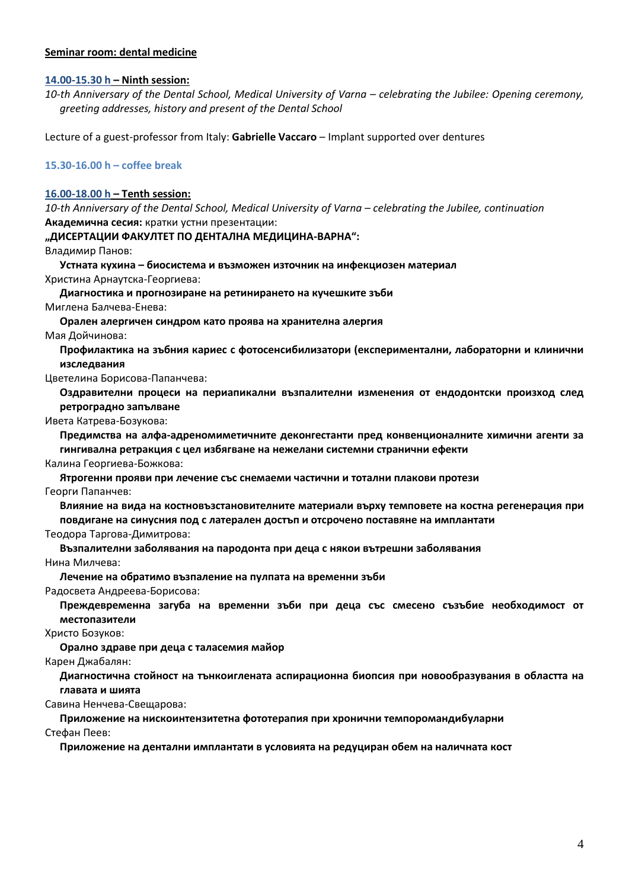**Seminar room: dental medicine**

**14.00-15.30 h – Ninth session:**

*10-th Anniversary of the Dental School, Medical University of Varna – celebrating the Jubilee: Opening ceremony, greeting addresses, history and present of the Dental School*

Lecture of a guest-professor from Italy: **Gabrielle Vaccaro** – Implant supported over dentures

**15.30-16.00 h – coffee break**

**16.00-18.00 h – Tenth session:**

*10-th Anniversary of the Dental School, Medical University of Varna – celebrating the Jubilee, continuation*

**Академична сесия:** кратки устни презентации:

**„ДИСЕРТАЦИИ ФАКУЛТЕТ ПО ДЕНТАЛНА МЕДИЦИНА-ВАРНА“:**

Владимир Панов:
**Устната кухина – биосистема и възможен източник на инфекциозен материал**

Христина Арнаутска-Георгиева:
**Диагностика и прогнозиране на ретинирането на кучешките зъби**

Миглена Балчева-Енева:
**Орален алергичен синдром като проява на хранителна алергия**

Мая Дойчинова:
**Профилактика на зъбния кариес с фотосенсибилизатори (експериментални, лабораторни и клинични изследвания**

Цветелина Борисова-Папанчева:
**Оздравителни процеси на периапикални възпалителни изменения от ендодонтски произход след ретроградно запълване**

Ивета Катрева-Бозукова:
**Предимства на алфа-адреномиметичните деконгестанти пред конвенционалните химични агенти за гингивална ретракция с цел избягване на нежелани системни странични ефекти**

Калина Георгиева-Божкова:
**Ятрогенни прояви при лечение със снемаеми частични и тотални плакови протези**

Георги Папанчев:
**Влияние на вида на костновъзстановителните материали върху темповете на костна регенерация при повдигане на синусния под с латерален достъп и отсрочено поставяне на имплантати**

Теодора Таргова-Димитрова:
**Възпалителни заболявания на пародонта при деца с някои вътрешни заболявания**

Нина Милчева:
**Лечение на обратимо възпаление на пулпата на временни зъби**

Радосвета Андреева-Борисова:
**Преждевременна загуба на временни зъби при деца със смесено съзъбие необходимост от местопазители**

Христо Бозуков:
**Орално здраве при деца с таласемия майор**

Карен Джабалян:
**Диагностична стойност на тънкоиглената аспирационна биопсия при новообразувания в областта на главата и шията**

Савина Ненчева-Свещарова:
**Приложение на нискоинтензитетна фототерапия при хронични темпоромандибуларни**

Стефан Пеев:
**Приложение на дентални имплантати в условията на редуциран обем на наличната кост**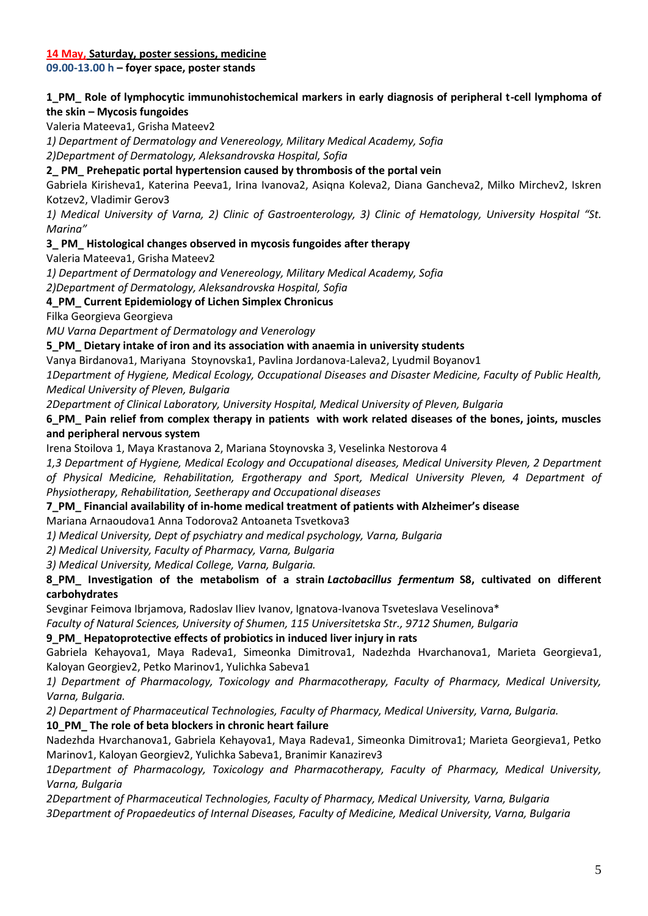**14 May, Saturday, poster sessions, medicine**

**09.00-13.00 h – foyer space, poster stands**

**1_PM_ Role of lymphocytic immunohistochemical markers in early diagnosis of peripheral t-cell lymphoma of the skin – Mycosis fungoides**

Valeria Mateeva1, Grisha Mateev2

*1) Department of Dermatology and Venereology, Military Medical Academy, Sofia*

*2)Department of Dermatology, Aleksandrovska Hospital, Sofia*

**2_ PM_ Prehepatic portal hypertension caused by thrombosis of the portal vein**

Gabriela Kirisheva1, Katerina Peeva1, Irina Ivanova2, Asiqna Koleva2, Diana Gancheva2, Milko Mirchev2, Iskren Kotzev2, Vladimir Gerov3

*1) Medical University of Varna, 2) Clinic of Gastroenterology, 3) Clinic of Hematology, University Hospital "St. Marina"*

**3_ PM_ Histological changes observed in mycosis fungoides after therapy**

Valeria Mateeva1, Grisha Mateev2

*1) Department of Dermatology and Venereology, Military Medical Academy, Sofia*

*2)Department of Dermatology, Aleksandrovska Hospital, Sofia*

**4_PM_ Current Epidemiology of Lichen Simplex Chronicus**

Filka Georgieva Georgieva

*MU Varna Department of Dermatology and Venerology*

**5_PM_ Dietary intake of iron and its association with anaemia in university students**

Vanya Birdanova1, Mariyana Stoynovska1, Pavlina Jordanova-Laleva2, Lyudmil Boyanov1

*1Department of Hygiene, Medical Ecology, Occupational Diseases and Disaster Medicine, Faculty of Public Health, Medical University of Pleven, Bulgaria*

*2Department of Clinical Laboratory, University Hospital, Medical University of Pleven, Bulgaria*

**6_PM_ Pain relief from complex therapy in patients with work related diseases of the bones, joints, muscles and peripheral nervous system**

Irena Stoilova 1, Maya Krastanova 2, Mariana Stoynovska 3, Veselinka Nestorova 4

*1,3 Department of Hygiene, Medical Ecology and Occupational diseases, Medical University Pleven, 2 Department of Physical Medicine, Rehabilitation, Ergotherapy and Sport, Medical University Pleven, 4 Department of Physiotherapy, Rehabilitation, Seetherapy and Occupational diseases*

**7_PM_ Financial availability of in-home medical treatment of patients with Alzheimer's disease**

Mariana Arnaoudova1 Anna Todorova2 Antoaneta Tsvetkova3

*1) Medical University, Dept of psychiatry and medical psychology, Varna, Bulgaria*

*2) Medical University, Faculty of Pharmacy, Varna, Bulgaria*

*3) Medical University, Medical College, Varna, Bulgaria.*

**8_PM_ Investigation of the metabolism of a strain *Lactobacillus fermentum* S8, cultivated on different carbohydrates**

Sevginar Feimova Ibrjamova, Radoslav Iliev Ivanov, Ignatova-Ivanova Tsveteslava Veselinova*

*Faculty of Natural Sciences, University of Shumen, 115 Universitetska Str., 9712 Shumen, Bulgaria*

**9_PM_ Hepatoprotective effects of probiotics in induced liver injury in rats**

Gabriela Kehayova1, Maya Radeva1, Simeonka Dimitrova1, Nadezhda Hvarchanova1, Marieta Georgieva1, Kaloyan Georgiev2, Petko Marinov1, Yulichka Sabeva1

*1) Department of Pharmacology, Toxicology and Pharmacotherapy, Faculty of Pharmacy, Medical University, Varna, Bulgaria.*

*2) Department of Pharmaceutical Technologies, Faculty of Pharmacy, Medical University, Varna, Bulgaria.*

**10_PM_ The role of beta blockers in chronic heart failure**

Nadezhda Hvarchanova1, Gabriela Kehayova1, Maya Radeva1, Simeonka Dimitrova1; Marieta Georgieva1, Petko Marinov1, Kaloyan Georgiev2, Yulichka Sabeva1, Branimir Kanazirev3

*1Department of Pharmacology, Toxicology and Pharmacotherapy, Faculty of Pharmacy, Medical University, Varna, Bulgaria*

*2Department of Pharmaceutical Technologies, Faculty of Pharmacy, Medical University, Varna, Bulgaria*

*3Department of Propaedeutics of Internal Diseases, Faculty of Medicine, Medical University, Varna, Bulgaria*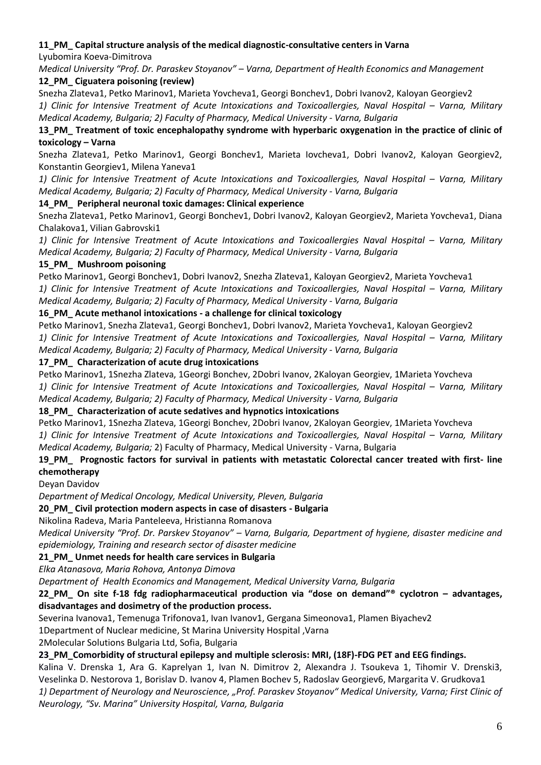**11_PM_ Capital structure analysis of the medical diagnostic-consultative centers in Varna**

Lyubomira Koeva-Dimitrova

*Medical University "Prof. Dr. Paraskev Stoyanov" – Varna, Department of Health Economics and Management*

**12_PM_ Ciguatera poisoning (review)**

Snezha Zlateva1, Petko Marinov1, Marieta Yovcheva1, Georgi Bonchev1, Dobri Ivanov2, Kaloyan Georgiev2

*1) Clinic for Intensive Treatment of Acute Intoxications and Toxicoallergies, Naval Hospital – Varna, Military Medical Academy, Bulgaria; 2) Faculty of Pharmacy, Medical University - Varna, Bulgaria*

**13_PM_ Treatment of toxic encephalopathy syndrome with hyperbaric oxygenation in the practice of clinic of toxicology – Varna**

Snezha Zlateva1, Petko Marinov1, Georgi Bonchev1, Marieta Iovcheva1, Dobri Ivanov2, Kaloyan Georgiev2, Konstantin Georgiev1, Milena Yaneva1

*1) Clinic for Intensive Treatment of Acute Intoxications and Toxicoallergies, Naval Hospital – Varna, Military Medical Academy, Bulgaria; 2) Faculty of Pharmacy, Medical University - Varna, Bulgaria*

**14_PM_ Peripheral neuronal toxic damages: Clinical experience**

Snezha Zlateva1, Petko Marinov1, Georgi Bonchev1, Dobri Ivanov2, Kaloyan Georgiev2, Marieta Yovcheva1, Diana Chalakova1, Vilian Gabrovski1

*1) Clinic for Intensive Treatment of Acute Intoxications and Toxicoallergies Naval Hospital – Varna, Military Medical Academy, Bulgaria; 2) Faculty of Pharmacy, Medical University - Varna, Bulgaria*

**15_PM_ Mushroom poisoning**

Petko Marinov1, Georgi Bonchev1, Dobri Ivanov2, Snezha Zlateva1, Kaloyan Georgiev2, Marieta Yovcheva1

*1) Clinic for Intensive Treatment of Acute Intoxications and Toxicoallergies, Naval Hospital – Varna, Military Medical Academy, Bulgaria; 2) Faculty of Pharmacy, Medical University - Varna, Bulgaria*

**16_PM_ Acute methanol intoxications - a challenge for clinical toxicology**

Petko Marinov1, Snezha Zlateva1, Georgi Bonchev1, Dobri Ivanov2, Marieta Yovcheva1, Kaloyan Georgiev2

*1) Clinic for Intensive Treatment of Acute Intoxications and Toxicoallergies, Naval Hospital – Varna, Military Medical Academy, Bulgaria; 2) Faculty of Pharmacy, Medical University - Varna, Bulgaria*

**17_PM_ Characterization of acute drug intoxications**

Petko Marinov1, 1Snezha Zlateva, 1Georgi Bonchev, 2Dobri Ivanov, 2Kaloyan Georgiev, 1Marieta Yovcheva

*1) Clinic for Intensive Treatment of Acute Intoxications and Toxicoallergies, Naval Hospital – Varna, Military Medical Academy, Bulgaria; 2) Faculty of Pharmacy, Medical University - Varna, Bulgaria*

**18_PM_ Characterization of acute sedatives and hypnotics intoxications**

Petko Marinov1, 1Snezha Zlateva, 1Georgi Bonchev, 2Dobri Ivanov, 2Kaloyan Georgiev, 1Marieta Yovcheva

*1) Clinic for Intensive Treatment of Acute Intoxications and Toxicoallergies, Naval Hospital – Varna, Military Medical Academy, Bulgaria;* 2) Faculty of Pharmacy, Medical University - Varna, Bulgaria

**19_PM_ Prognostic factors for survival in patients with metastatic Colorectal cancer treated with first- line chemotherapy**

Deyan Davidov

*Department of Medical Oncology, Medical University, Pleven, Bulgaria*

**20_PM_ Civil protection modern aspects in case of disasters - Bulgaria**

Nikolina Radeva, Maria Panteleeva, Hristianna Romanova

*Medical University "Prof. Dr. Parskev Stoyanov" – Varna, Bulgaria, Department of hygiene, disaster medicine and epidemiology, Training and research sector of disaster medicine*

**21_PM_ Unmet needs for health care services in Bulgaria**

*Elka Atanasova, Maria Rohova, Antonya Dimova*

*Department of Health Economics and Management, Medical University Varna, Bulgaria*

**22_PM_ On site f-18 fdg radiopharmaceutical production via "dose on demand"® cyclotron – advantages, disadvantages and dosimetry of the production process.**

Severina Ivanova1, Temenuga Trifonova1, Ivan Ivanov1, Gergana Simeonova1, Plamen Biyachev2

1Department of Nuclear medicine, St Marina University Hospital ,Varna

2Molecular Solutions Bulgaria Ltd, Sofia, Bulgaria

**23_PM_Comorbidity of structural epilepsy and multiple sclerosis: MRI, (18F)-FDG PET and EEG findings.**

Kalina V. Drenska 1, Ara G. Kaprelyan 1, Ivan N. Dimitrov 2, Alexandra J. Tsoukeva 1, Tihomir V. Drenski3, Veselinka D. Nestorova 1, Borislav D. Ivanov 4, Plamen Bochev 5, Radoslav Georgiev6, Margarita V. Grudkova1

*1) Department of Neurology and Neuroscience, „Prof. Paraskev Stoyanov" Medical University, Varna; First Clinic of Neurology, "Sv. Marina" University Hospital, Varna, Bulgaria*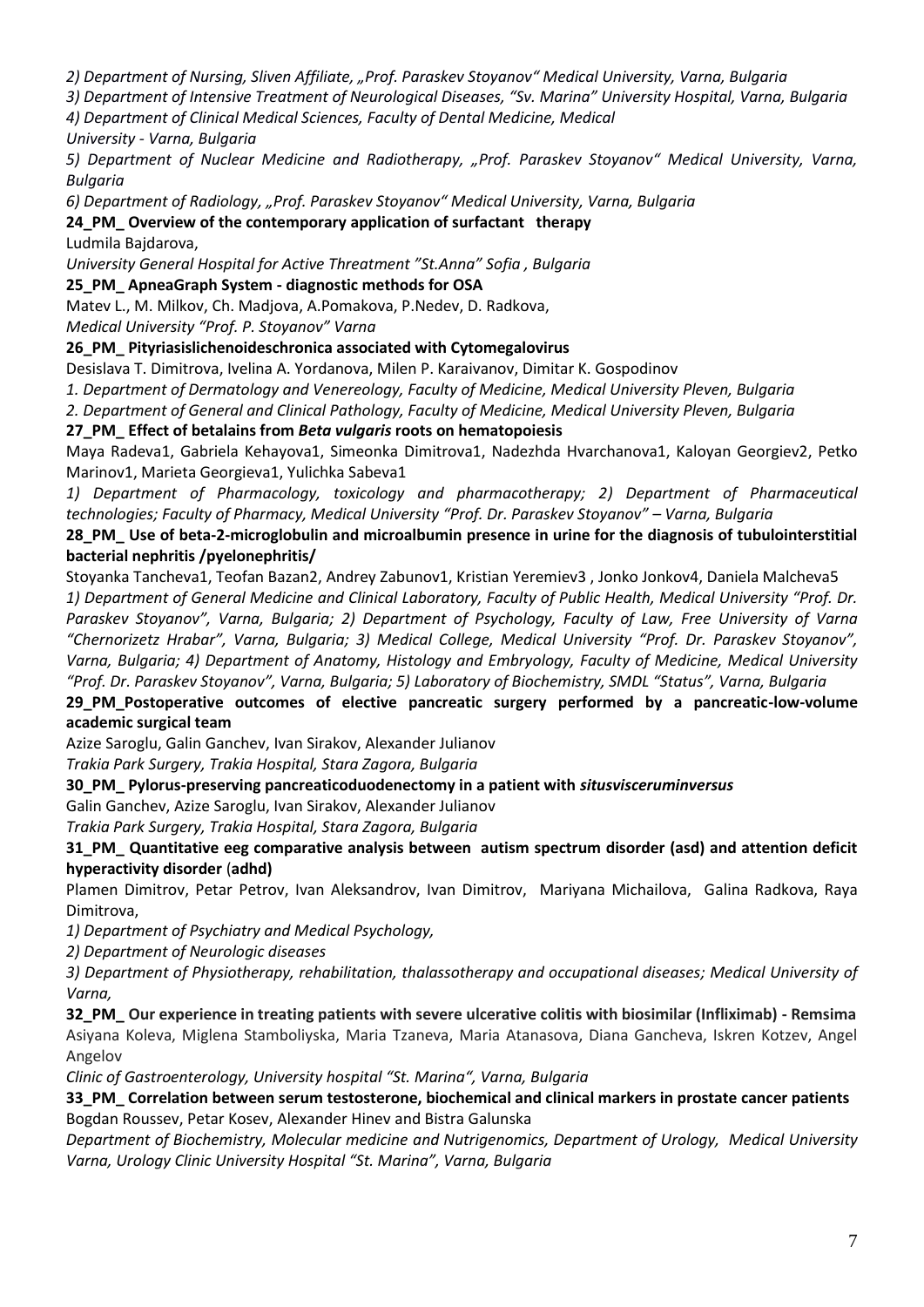*2) Department of Nursing, Sliven Affiliate, „Prof. Paraskev Stoyanov" Medical University, Varna, Bulgaria*
*3) Department of Intensive Treatment of Neurological Diseases, "Sv. Marina" University Hospital, Varna, Bulgaria*
*4) Department of Clinical Medical Sciences, Faculty of Dental Medicine, Medical University - Varna, Bulgaria*
*5) Department of Nuclear Medicine and Radiotherapy, „Prof. Paraskev Stoyanov" Medical University, Varna, Bulgaria*
*6) Department of Radiology, „Prof. Paraskev Stoyanov" Medical University, Varna, Bulgaria*

**24_PM_ Overview of the contemporary application of surfactant therapy**

Ludmila Bajdarova,
*University General Hospital for Active Threatment "St.Anna" Sofia , Bulgaria*

**25_PM_ ApneaGraph System - diagnostic methods for OSA**

Matev L., M. Milkov, Ch. Madjova, A.Pomakova, P.Nedev, D. Radkova,
*Medical University "Prof. P. Stoyanov" Varna*

**26_PM_ Pityriasislichenoideschronica associated with Cytomegalovirus**

Desislava T. Dimitrova, Ivelina A. Yordanova, Milen P. Karaivanov, Dimitar K. Gospodinov
*1. Department of Dermatology and Venereology, Faculty of Medicine, Medical University Pleven, Bulgaria*
*2. Department of General and Clinical Pathology, Faculty of Medicine, Medical University Pleven, Bulgaria*

**27_PM_ Effect of betalains from *Beta vulgaris* roots on hematopoiesis**

Maya Radeva1, Gabriela Kehayova1, Simeonka Dimitrova1, Nadezhda Hvarchanova1, Kaloyan Georgiev2, Petko Marinov1, Marieta Georgieva1, Yulichka Sabeva1
*1) Department of Pharmacology, toxicology and pharmacotherapy; 2) Department of Pharmaceutical technologies; Faculty of Pharmacy, Medical University "Prof. Dr. Paraskev Stoyanov" – Varna, Bulgaria*

**28_PM_ Use of beta-2-microglobulin and microalbumin presence in urine for the diagnosis of tubulointerstitial bacterial nephritis /pyelonephritis/**

Stoyanka Tancheva1, Teofan Bazan2, Andrey Zabunov1, Kristian Yeremiev3 , Jonko Jonkov4, Daniela Malcheva5
*1) Department of General Medicine and Clinical Laboratory, Faculty of Public Health, Medical University "Prof. Dr. Paraskev Stoyanov", Varna, Bulgaria; 2) Department of Psychology, Faculty of Law, Free University of Varna "Chernorizetz Hrabar", Varna, Bulgaria; 3) Medical College, Medical University "Prof. Dr. Paraskev Stoyanov", Varna, Bulgaria; 4) Department of Anatomy, Histology and Embryology, Faculty of Medicine, Medical University "Prof. Dr. Paraskev Stoyanov", Varna, Bulgaria; 5) Laboratory of Biochemistry, SMDL "Status", Varna, Bulgaria*

**29_PM_Postoperative outcomes of elective pancreatic surgery performed by a pancreatic-low-volume academic surgical team**

Azize Saroglu, Galin Ganchev, Ivan Sirakov, Alexander Julianov
*Trakia Park Surgery, Trakia Hospital, Stara Zagora, Bulgaria*

**30_PM_ Pylorus-preserving pancreaticoduodenectomy in a patient with *situsvisceruminversus***

Galin Ganchev, Azize Saroglu, Ivan Sirakov, Alexander Julianov
*Trakia Park Surgery, Trakia Hospital, Stara Zagora, Bulgaria*

**31_PM_ Quantitative eeg comparative analysis between autism spectrum disorder (asd) and attention deficit hyperactivity disorder (adhd)**

Plamen Dimitrov, Petar Petrov, Ivan Aleksandrov, Ivan Dimitrov, Mariyana Michailova, Galina Radkova, Raya Dimitrova,
*1) Department of Psychiatry and Medical Psychology,*
*2) Department of Neurologic diseases*
*3) Department of Physiotherapy, rehabilitation, thalassotherapy and occupational diseases; Medical University of Varna,*

**32_PM_ Our experience in treating patients with severe ulcerative colitis with biosimilar (Infliximab) - Remsima**

Asiyana Koleva, Miglena Stamboliyska, Maria Tzaneva, Maria Atanasova, Diana Gancheva, Iskren Kotzev, Angel Angelov
*Clinic of Gastroenterology, University hospital "St. Marina", Varna, Bulgaria*

**33_PM_ Correlation between serum testosterone, biochemical and clinical markers in prostate cancer patients**

Bogdan Roussev, Petar Kosev, Alexander Hinev and Bistra Galunska
*Department of Biochemistry, Molecular medicine and Nutrigenomics, Department of Urology, Medical University Varna, Urology Clinic University Hospital "St. Marina", Varna, Bulgaria*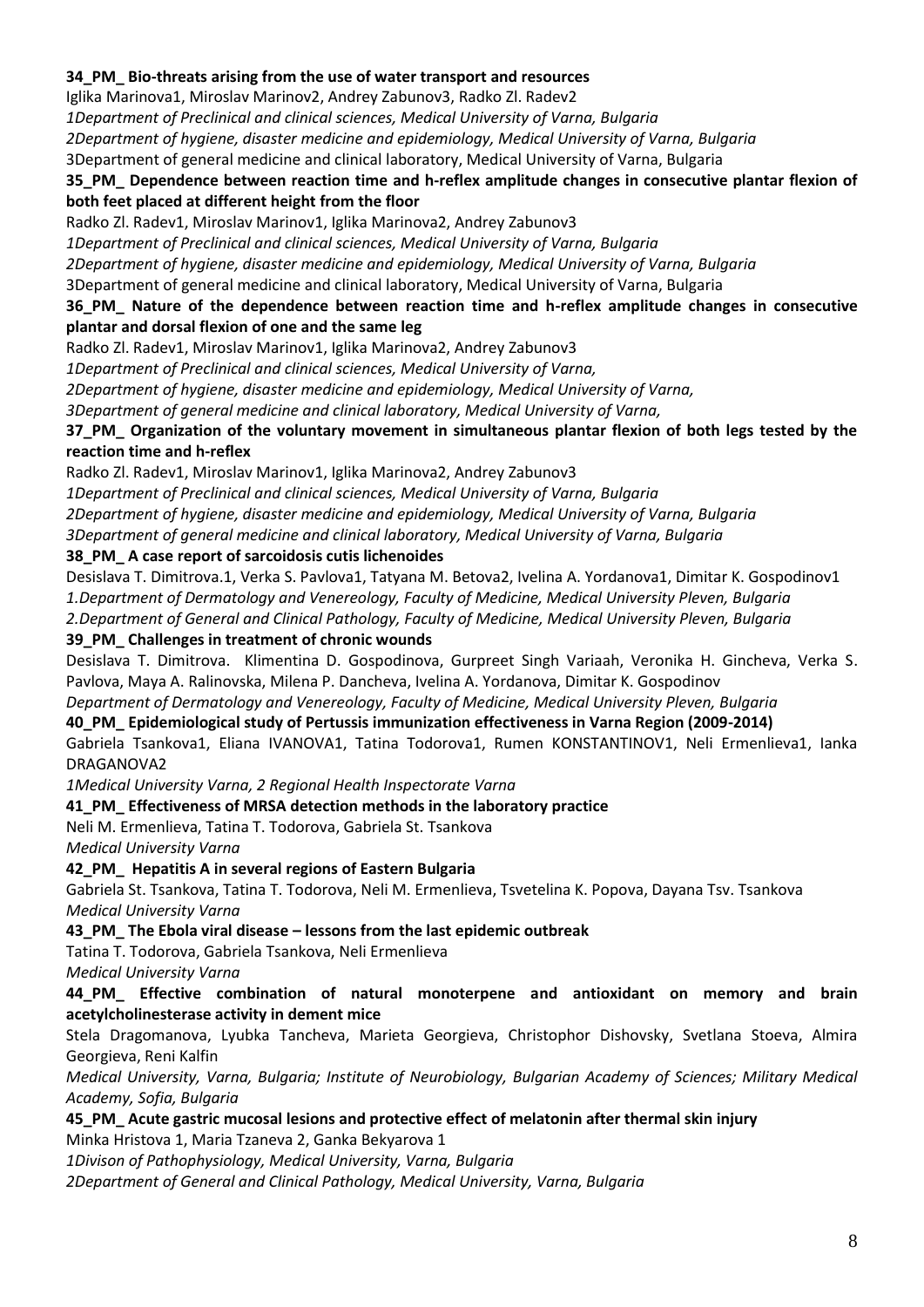**34_PM_ Bio-threats arising from the use of water transport and resources**

Iglika Marinova1, Miroslav Marinov2, Andrey Zabunov3, Radko Zl. Radev2

*1Department of Preclinical and clinical sciences, Medical University of Varna, Bulgaria*

*2Department of hygiene, disaster medicine and epidemiology, Medical University of Varna, Bulgaria*

3Department of general medicine and clinical laboratory, Medical University of Varna, Bulgaria

**35_PM_ Dependence between reaction time and h-reflex amplitude changes in consecutive plantar flexion of both feet placed at different height from the floor**

Radko Zl. Radev1, Miroslav Marinov1, Iglika Marinova2, Andrey Zabunov3

*1Department of Preclinical and clinical sciences, Medical University of Varna, Bulgaria*

*2Department of hygiene, disaster medicine and epidemiology, Medical University of Varna, Bulgaria*

3Department of general medicine and clinical laboratory, Medical University of Varna, Bulgaria

**36_PM_ Nature of the dependence between reaction time and h-reflex amplitude changes in consecutive plantar and dorsal flexion of one and the same leg**

Radko Zl. Radev1, Miroslav Marinov1, Iglika Marinova2, Andrey Zabunov3

*1Department of Preclinical and clinical sciences, Medical University of Varna,*

*2Department of hygiene, disaster medicine and epidemiology, Medical University of Varna,*

*3Department of general medicine and clinical laboratory, Medical University of Varna,*

**37_PM_ Organization of the voluntary movement in simultaneous plantar flexion of both legs tested by the reaction time and h-reflex**

Radko Zl. Radev1, Miroslav Marinov1, Iglika Marinova2, Andrey Zabunov3

*1Department of Preclinical and clinical sciences, Medical University of Varna, Bulgaria*

*2Department of hygiene, disaster medicine and epidemiology, Medical University of Varna, Bulgaria*

*3Department of general medicine and clinical laboratory, Medical University of Varna, Bulgaria*

**38_PM_ A case report of sarcoidosis cutis lichenoides**

Desislava T. Dimitrova.1, Verka S. Pavlova1, Tatyana M. Betova2, Ivelina A. Yordanova1, Dimitar K. Gospodinov1

*1.Department of Dermatology and Venereology, Faculty of Medicine, Medical University Pleven, Bulgaria*

*2.Department of General and Clinical Pathology, Faculty of Medicine, Medical University Pleven, Bulgaria*

**39_PM_ Challenges in treatment of chronic wounds**

Desislava T. Dimitrova. Klimentina D. Gospodinova, Gurpreet Singh Variaah, Veronika H. Gincheva, Verka S. Pavlova, Maya A. Ralinovska, Milena P. Dancheva, Ivelina A. Yordanova, Dimitar K. Gospodinov

*Department of Dermatology and Venereology, Faculty of Medicine, Medical University Pleven, Bulgaria*

**40_PM_ Epidemiological study of Pertussis immunization effectiveness in Varna Region (2009-2014)**

Gabriela Tsankova1, Eliana IVANOVA1, Tatina Todorova1, Rumen KONSTANTINOV1, Neli Ermenlieva1, Ianka DRAGANOVA2

*1Medical University Varna, 2 Regional Health Inspectorate Varna*

**41_PM_ Effectiveness of MRSA detection methods in the laboratory practice**

Neli M. Ermenlieva, Tatina T. Todorova, Gabriela St. Tsankova

*Medical University Varna*

**42_PM_ Hepatitis A in several regions of Eastern Bulgaria**

Gabriela St. Tsankova, Tatina T. Todorova, Neli M. Ermenlieva, Tsvetelina K. Popova, Dayana Tsv. Tsankova

*Medical University Varna*

**43_PM_ The Ebola viral disease – lessons from the last epidemic outbreak**

Tatina T. Todorova, Gabriela Tsankova, Neli Ermenlieva

*Medical University Varna*

**44_PM_ Effective combination of natural monoterpene and antioxidant on memory and brain acetylcholinesterase activity in dement mice**

Stela Dragomanova, Lyubka Tancheva, Marieta Georgieva, Christophor Dishovsky, Svetlana Stoeva, Almira Georgieva, Reni Kalfin

*Medical University, Varna, Bulgaria; Institute of Neurobiology, Bulgarian Academy of Sciences; Military Medical Academy, Sofia, Bulgaria*

**45_PM_ Acute gastric mucosal lesions and protective effect of melatonin after thermal skin injury**

Minka Hristova 1, Maria Tzaneva 2, Ganka Bekyarova 1

*1Divison of Pathophysiology, Medical University, Varna, Bulgaria*

*2Department of General and Clinical Pathology, Medical University, Varna, Bulgaria*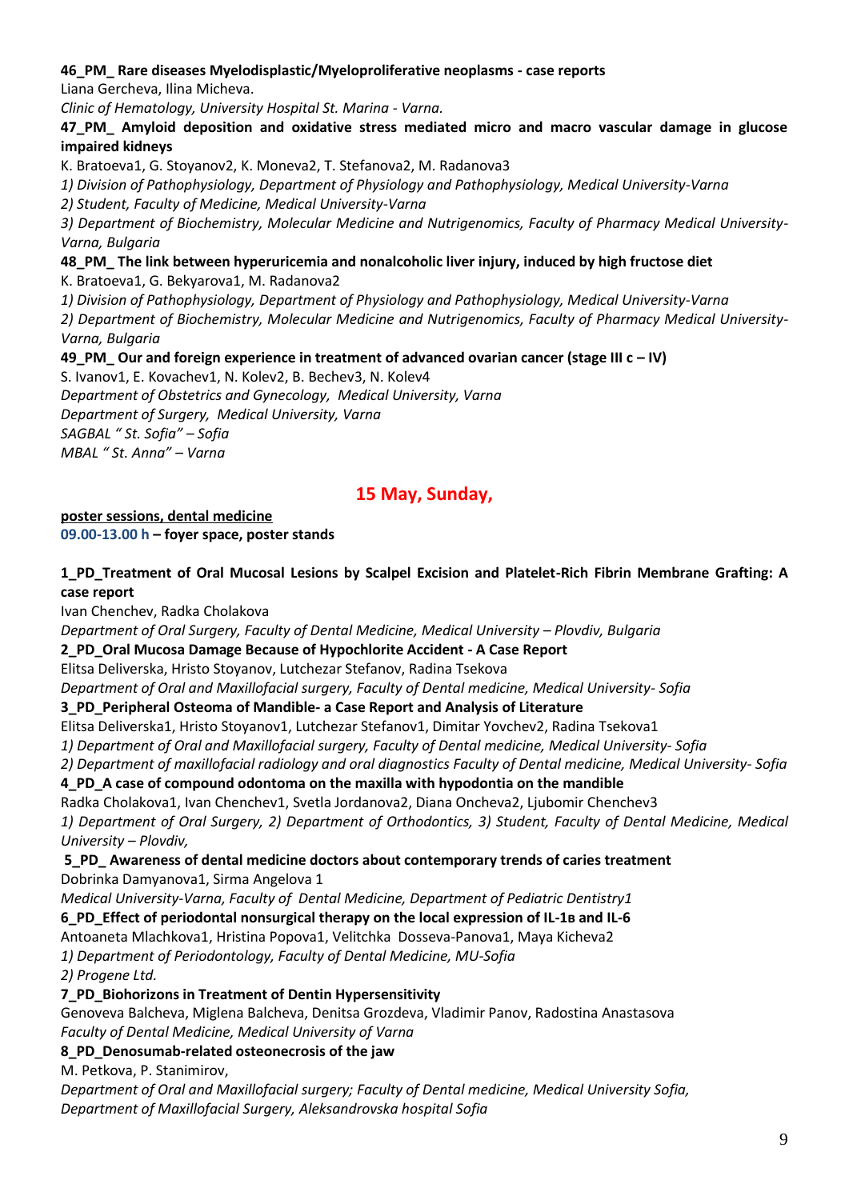**46_PM_ Rare diseases Myelodisplastic/Myeloproliferative neoplasms - case reports**

Liana Gercheva, Ilina Micheva.

*Clinic of Hematology, University Hospital St. Marina - Varna.*

**47_PM_ Amyloid deposition and oxidative stress mediated micro and macro vascular damage in glucose impaired kidneys**

K. Bratoeva1, G. Stoyanov2, K. Moneva2, T. Stefanova2, M. Radanova3

*1) Division of Pathophysiology, Department of Physiology and Pathophysiology, Medical University-Varna*

*2) Student, Faculty of Medicine, Medical University-Varna*

*3) Department of Biochemistry, Molecular Medicine and Nutrigenomics, Faculty of Pharmacy Medical University-Varna, Bulgaria*

**48_PM_ The link between hyperuricemia and nonalcoholic liver injury, induced by high fructose diet**

K. Bratoeva1, G. Bekyarova1, M. Radanova2

*1) Division of Pathophysiology, Department of Physiology and Pathophysiology, Medical University-Varna*

*2) Department of Biochemistry, Molecular Medicine and Nutrigenomics, Faculty of Pharmacy Medical University-Varna, Bulgaria*

**49_PM_ Our and foreign experience in treatment of advanced ovarian cancer (stage III c – IV)**

S. Ivanov1, E. Kovachev1, N. Kolev2, B. Bechev3, N. Kolev4

*Department of Obstetrics and Gynecology, Medical University, Varna*

*Department of Surgery, Medical University, Varna*

*SAGBAL " St. Sofia" – Sofia*

*MBAL " St. Anna" – Varna*

## 15 May, Sunday,

**poster sessions, dental medicine**

**09.00-13.00 h – foyer space, poster stands**

**1_PD_Treatment of Oral Mucosal Lesions by Scalpel Excision and Platelet-Rich Fibrin Membrane Grafting: A case report**

Ivan Chenchev, Radka Cholakova

*Department of Oral Surgery, Faculty of Dental Medicine, Medical University – Plovdiv, Bulgaria*

**2_PD_Oral Mucosa Damage Because of Hypochlorite Accident - A Case Report**

Elitsa Deliverska, Hristo Stoyanov, Lutchezar Stefanov, Radina Tsekova

*Department of Oral and Maxillofacial surgery, Faculty of Dental medicine, Medical University- Sofia*

**3_PD_Peripheral Osteoma of Mandible- a Case Report and Analysis of Literature**

Elitsa Deliverska1, Hristo Stoyanov1, Lutchezar Stefanov1, Dimitar Yovchev2, Radina Tsekova1

*1) Department of Oral and Maxillofacial surgery, Faculty of Dental medicine, Medical University- Sofia*

*2) Department of maxillofacial radiology and oral diagnostics Faculty of Dental medicine, Medical University- Sofia*

**4_PD_A case of compound odontoma on the maxilla with hypodontia on the mandible**

Radka Cholakova1, Ivan Chenchev1, Svetla Jordanova2, Diana Oncheva2, Ljubomir Chenchev3

*1) Department of Oral Surgery, 2) Department of Orthodontics, 3) Student, Faculty of Dental Medicine, Medical University – Plovdiv,*

**5_PD_ Awareness of dental medicine doctors about contemporary trends of caries treatment**

Dobrinka Damyanova1, Sirma Angelova 1

*Medical University-Varna, Faculty of Dental Medicine, Department of Pediatric Dentistry1*

**6_PD_Effect of periodontal nonsurgical therapy on the local expression of IL-1в and IL-6**

Antoaneta Mlachkova1, Hristina Popova1, Velitchka Dosseva-Panova1, Maya Kicheva2

*1) Department of Periodontology, Faculty of Dental Medicine, MU-Sofia*

*2) Progene Ltd.*

**7_PD_Biohorizons in Treatment of Dentin Hypersensitivity**

Genoveva Balcheva, Miglena Balcheva, Denitsa Grozdeva, Vladimir Panov, Radostina Anastasova

*Faculty of Dental Medicine, Medical University of Varna*

**8_PD_Denosumab-related osteonecrosis of the jaw**

M. Petkova, P. Stanimirov,

*Department of Oral and Maxillofacial surgery; Faculty of Dental medicine, Medical University Sofia,*

*Department of Maxillofacial Surgery, Aleksandrovska hospital Sofia*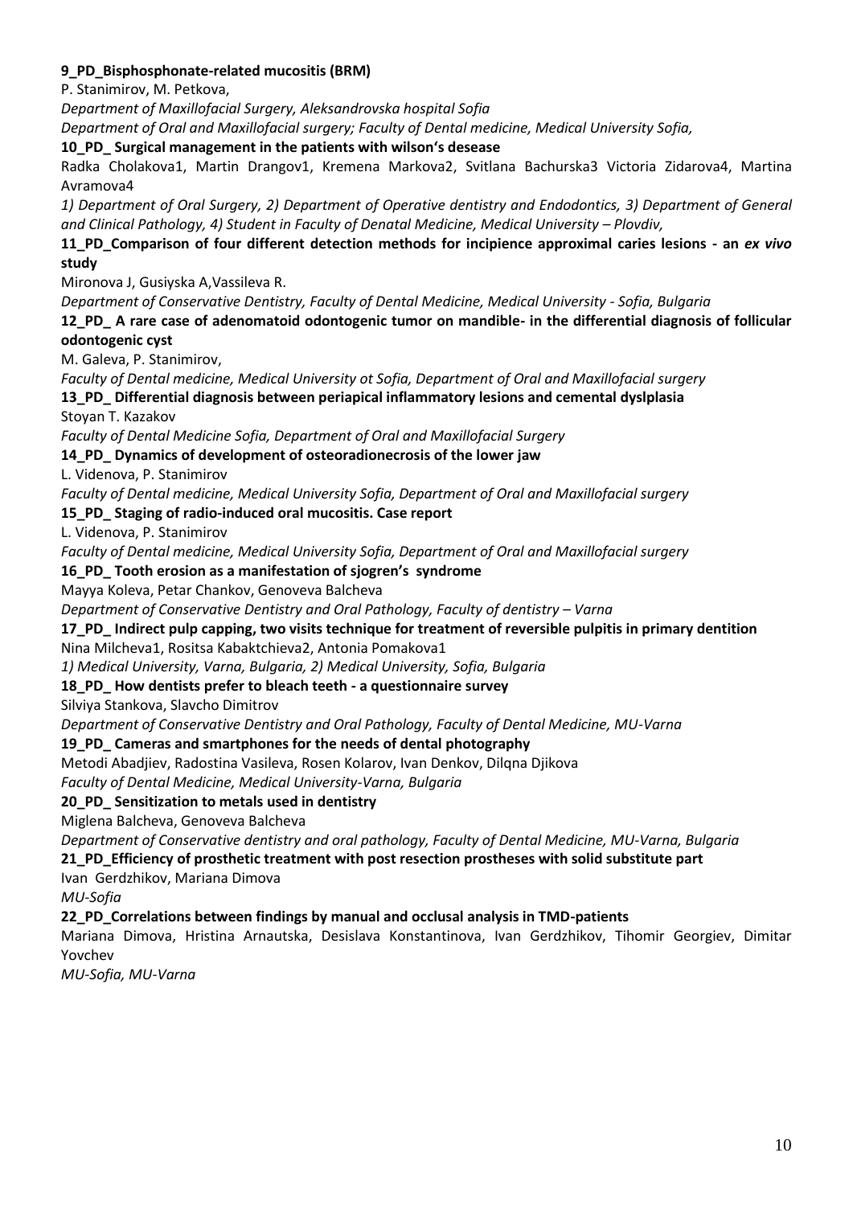**9_PD_Bisphosphonate-related mucositis (BRM)**

P. Stanimirov, M. Petkova,

*Department of Maxillofacial Surgery, Aleksandrovska hospital Sofia*

*Department of Oral and Maxillofacial surgery; Faculty of Dental medicine, Medical University Sofia,*

**10_PD_ Surgical management in the patients with wilson's desease**

Radka Cholakova1, Martin Drangov1, Kremena Markova2, Svitlana Bachurska3 Victoria Zidarova4, Martina Avramova4

*1) Department of Oral Surgery, 2) Department of Operative dentistry and Endodontics, 3) Department of General and Clinical Pathology, 4) Student in Faculty of Denatal Medicine, Medical University – Plovdiv,*

**11_PD_Comparison of four different detection methods for incipience approximal caries lesions - an *ex vivo* study**

Mironova J, Gusiyska A,Vassileva R.

*Department of Conservative Dentistry, Faculty of Dental Medicine, Medical University - Sofia, Bulgaria*

**12_PD_ A rare case of adenomatoid odontogenic tumor on mandible- in the differential diagnosis of follicular odontogenic cyst**

M. Galeva, P. Stanimirov,

*Faculty of Dental medicine, Medical University ot Sofia, Department of Oral and Maxillofacial surgery*

**13_PD_ Differential diagnosis between periapical inflammatory lesions and cemental dyslplasia**

Stoyan T. Kazakov

*Faculty of Dental Medicine Sofia, Department of Oral and Maxillofacial Surgery*

**14_PD_ Dynamics of development of osteoradionecrosis of the lower jaw**

L. Videnova, P. Stanimirov

*Faculty of Dental medicine, Medical University Sofia, Department of Oral and Maxillofacial surgery*

**15_PD_ Staging of radio-induced oral mucositis. Case report**

L. Videnova, P. Stanimirov

*Faculty of Dental medicine, Medical University Sofia, Department of Oral and Maxillofacial surgery*

**16_PD_ Tooth erosion as a manifestation of sjogren's syndrome**

Mayya Koleva, Petar Chankov, Genoveva Balcheva

*Department of Conservative Dentistry and Oral Pathology, Faculty of dentistry – Varna*

**17_PD_ Indirect pulp capping, two visits technique for treatment of reversible pulpitis in primary dentition**

Nina Milcheva1, Rositsa Kabaktchieva2, Antonia Pomakova1

*1) Medical University, Varna, Bulgaria, 2) Medical University, Sofia, Bulgaria*

**18_PD_ How dentists prefer to bleach teeth - a questionnaire survey**

Silviya Stankova, Slavcho Dimitrov

*Department of Conservative Dentistry and Oral Pathology, Faculty of Dental Medicine, MU-Varna*

**19_PD_ Cameras and smartphones for the needs of dental photography**

Metodi Abadjiev, Radostina Vasileva, Rosen Kolarov, Ivan Denkov, Dilqna Djikova

*Faculty of Dental Medicine, Medical University-Varna, Bulgaria*

**20_PD_ Sensitization to metals used in dentistry**

Miglena Balcheva, Genoveva Balcheva

*Department of Conservative dentistry and oral pathology, Faculty of Dental Medicine, MU-Varna, Bulgaria*

**21_PD_Efficiency of prosthetic treatment with post resection prostheses with solid substitute part**

Ivan Gerdzhikov, Mariana Dimova

*MU-Sofia*

**22_PD_Correlations between findings by manual and occlusal analysis in TMD-patients**

Mariana Dimova, Hristina Arnautska, Desislava Konstantinova, Ivan Gerdzhikov, Tihomir Georgiev, Dimitar Yovchev

*MU-Sofia, MU-Varna*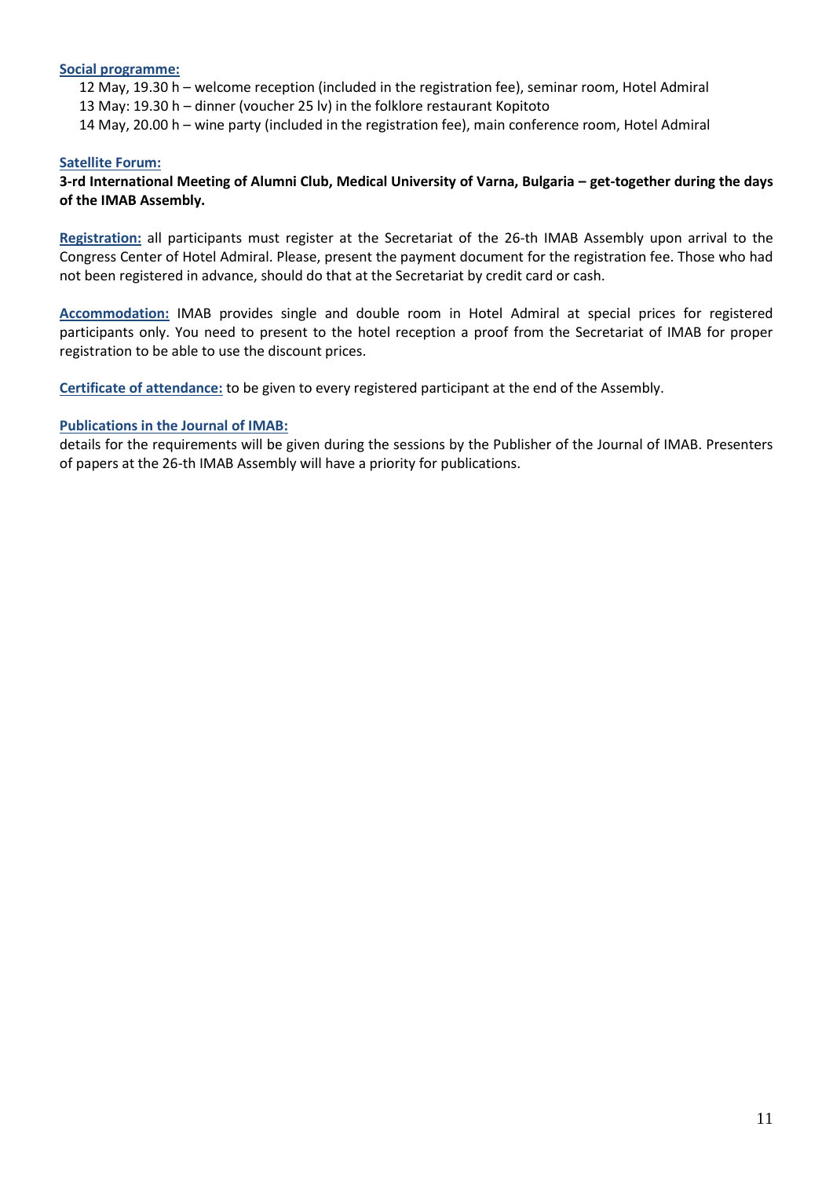**Social programme:**

12 May, 19.30 h – welcome reception (included in the registration fee), seminar room, Hotel Admiral
13 May: 19.30 h – dinner (voucher 25 lv) in the folklore restaurant Kopitoto
14 May, 20.00 h – wine party (included in the registration fee), main conference room, Hotel Admiral

**Satellite Forum:**

**3-rd International Meeting of Alumni Club, Medical University of Varna, Bulgaria – get-together during the days of the IMAB Assembly.**

**Registration:** all participants must register at the Secretariat of the 26-th IMAB Assembly upon arrival to the Congress Center of Hotel Admiral. Please, present the payment document for the registration fee. Those who had not been registered in advance, should do that at the Secretariat by credit card or cash.

**Accommodation:** IMAB provides single and double room in Hotel Admiral at special prices for registered participants only. You need to present to the hotel reception a proof from the Secretariat of IMAB for proper registration to be able to use the discount prices.

**Certificate of attendance:** to be given to every registered participant at the end of the Assembly.

**Publications in the Journal of IMAB:**

details for the requirements will be given during the sessions by the Publisher of the Journal of IMAB. Presenters of papers at the 26-th IMAB Assembly will have a priority for publications.